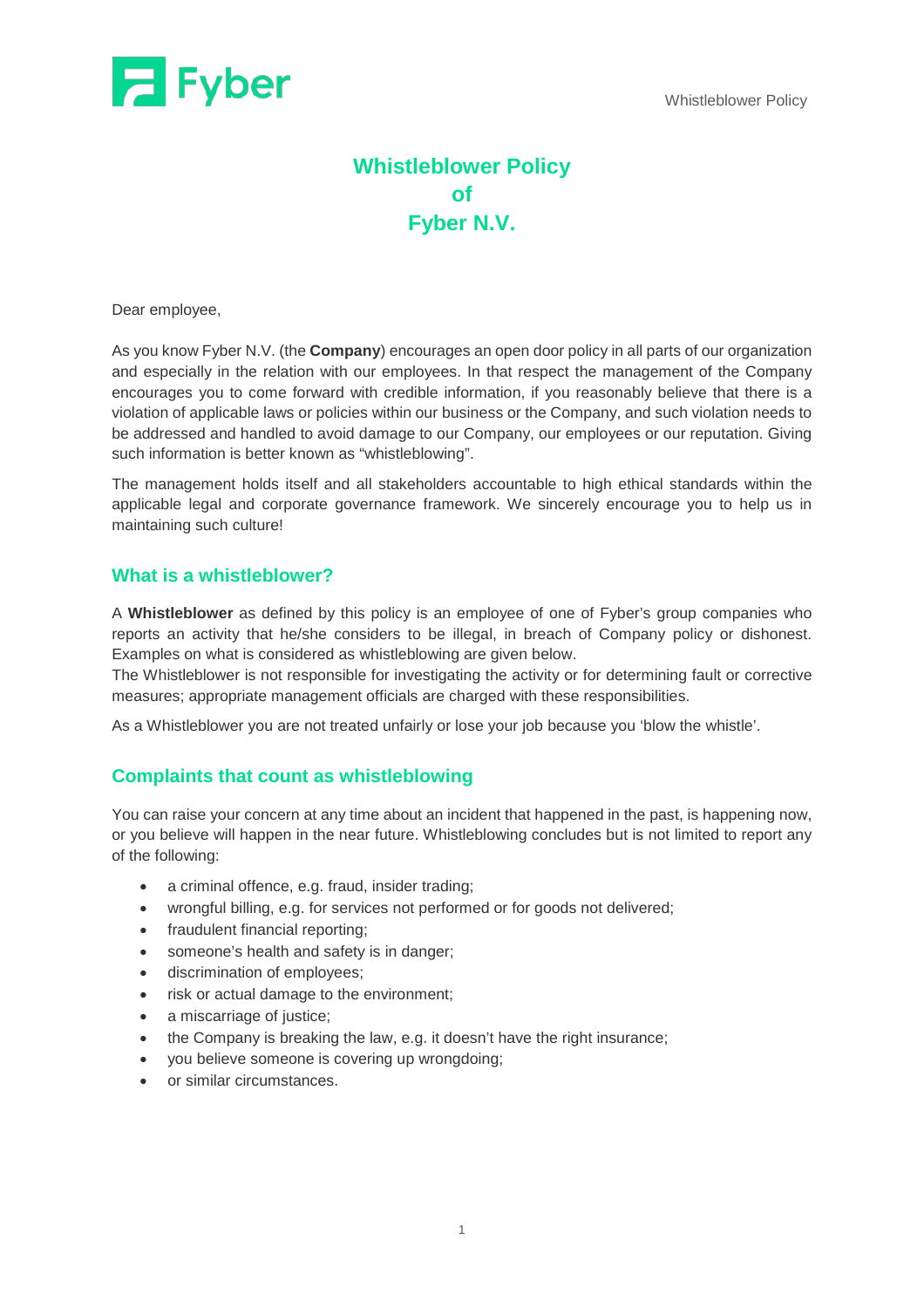# Whistleblower Policy of Fyber N.V.

Dear employee,

As you know Fyber N.V. (the **Company**) encourages an open door policy in all parts of our organization and especially in the relation with our employees. In that respect the management of the Company encourages you to come forward with credible information, if you reasonably believe that there is a violation of applicable laws or policies within our business or the Company, and such violation needs to be addressed and handled to avoid damage to our Company, our employees or our reputation. Giving such information is better known as "whistleblowing".

The management holds itself and all stakeholders accountable to high ethical standards within the applicable legal and corporate governance framework. We sincerely encourage you to help us in maintaining such culture!

## What is a whistleblower?

A **Whistleblower** as defined by this policy is an employee of one of Fyber's group companies who reports an activity that he/she considers to be illegal, in breach of Company policy or dishonest. Examples on what is considered as whistleblowing are given below.
The Whistleblower is not responsible for investigating the activity or for determining fault or corrective measures; appropriate management officials are charged with these responsibilities.

As a Whistleblower you are not treated unfairly or lose your job because you 'blow the whistle'.

## Complaints that count as whistleblowing

You can raise your concern at any time about an incident that happened in the past, is happening now, or you believe will happen in the near future. Whistleblowing concludes but is not limited to report any of the following:

- a criminal offence, e.g. fraud, insider trading;
- wrongful billing, e.g. for services not performed or for goods not delivered;
- fraudulent financial reporting;
- someone's health and safety is in danger;
- discrimination of employees;
- risk or actual damage to the environment;
- a miscarriage of justice;
- the Company is breaking the law, e.g. it doesn't have the right insurance;
- you believe someone is covering up wrongdoing;
- or similar circumstances.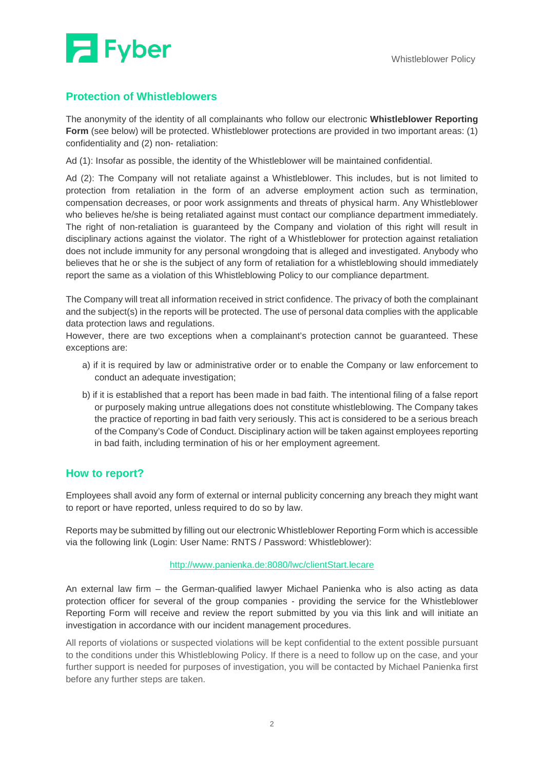## Protection of Whistleblowers

The anonymity of the identity of all complainants who follow our electronic **Whistleblower Reporting Form** (see below) will be protected. Whistleblower protections are provided in two important areas: (1) confidentiality and (2) non- retaliation:

Ad (1): Insofar as possible, the identity of the Whistleblower will be maintained confidential.

Ad (2): The Company will not retaliate against a Whistleblower. This includes, but is not limited to protection from retaliation in the form of an adverse employment action such as termination, compensation decreases, or poor work assignments and threats of physical harm. Any Whistleblower who believes he/she is being retaliated against must contact our compliance department immediately. The right of non-retaliation is guaranteed by the Company and violation of this right will result in disciplinary actions against the violator. The right of a Whistleblower for protection against retaliation does not include immunity for any personal wrongdoing that is alleged and investigated. Anybody who believes that he or she is the subject of any form of retaliation for a whistleblowing should immediately report the same as a violation of this Whistleblowing Policy to our compliance department.

The Company will treat all information received in strict confidence. The privacy of both the complainant and the subject(s) in the reports will be protected. The use of personal data complies with the applicable data protection laws and regulations.
However, there are two exceptions when a complainant's protection cannot be guaranteed. These exceptions are:

a) if it is required by law or administrative order or to enable the Company or law enforcement to conduct an adequate investigation;

b) if it is established that a report has been made in bad faith. The intentional filing of a false report or purposely making untrue allegations does not constitute whistleblowing. The Company takes the practice of reporting in bad faith very seriously. This act is considered to be a serious breach of the Company's Code of Conduct. Disciplinary action will be taken against employees reporting in bad faith, including termination of his or her employment agreement.

## How to report?

Employees shall avoid any form of external or internal publicity concerning any breach they might want to report or have reported, unless required to do so by law.

Reports may be submitted by filling out our electronic Whistleblower Reporting Form which is accessible via the following link (Login: User Name: RNTS / Password: Whistleblower):

http://www.panienka.de:8080/lwc/clientStart.lecare

An external law firm – the German-qualified lawyer Michael Panienka who is also acting as data protection officer for several of the group companies - providing the service for the Whistleblower Reporting Form will receive and review the report submitted by you via this link and will initiate an investigation in accordance with our incident management procedures.

All reports of violations or suspected violations will be kept confidential to the extent possible pursuant to the conditions under this Whistleblowing Policy. If there is a need to follow up on the case, and your further support is needed for purposes of investigation, you will be contacted by Michael Panienka first before any further steps are taken.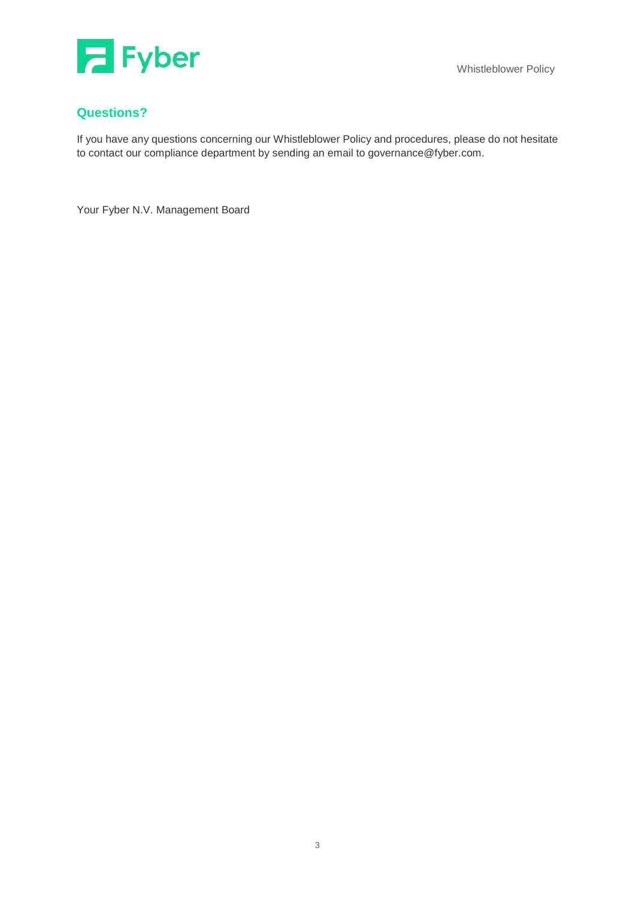## Questions?

If you have any questions concerning our Whistleblower Policy and procedures, please do not hesitate to contact our compliance department by sending an email to governance@fyber.com.

Your Fyber N.V. Management Board